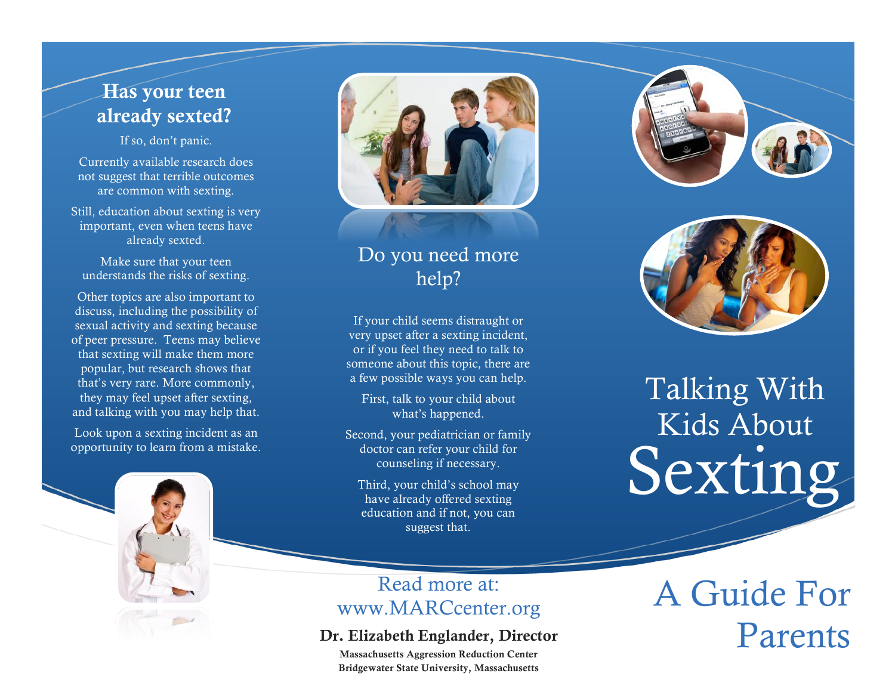## Has your teen already sexted?

If so, don't panic.

Currently available research does not suggest that terrible outcomes are common with sexting.

Still, education about sexting is very important, even when teens have already sexted.

Make sure that your teen understands the risks of sexting.

Other topics are also important to discuss, including the possibility of sexual activity and sexting because of peer pressure. Teens may believe that sexting will make them more popular, but research shows that that's very rare. More commonly, they may feel upset after sexting, and talking with you may help that.

Look upon a sexting incident as an opportunity to learn from a mistake.

## Do you need more help?

If your child seems distraught or very upset after a sexting incident, or if you feel they need to talk to someone about this topic, there are a few possible ways you can help.

First, talk to your child about what's happened.

Second, your pediatrician or family doctor can refer your child for counseling if necessary.

Third, your child's school may have already offered sexting education and if not, you can suggest that.

Read more at:
www.MARCcenter.org

**Dr. Elizabeth Englander, Director**

**Massachusetts Aggression Reduction Center**
**Bridgewater State University, Massachusetts**

# Talking With Kids About Sexting

## A Guide For Parents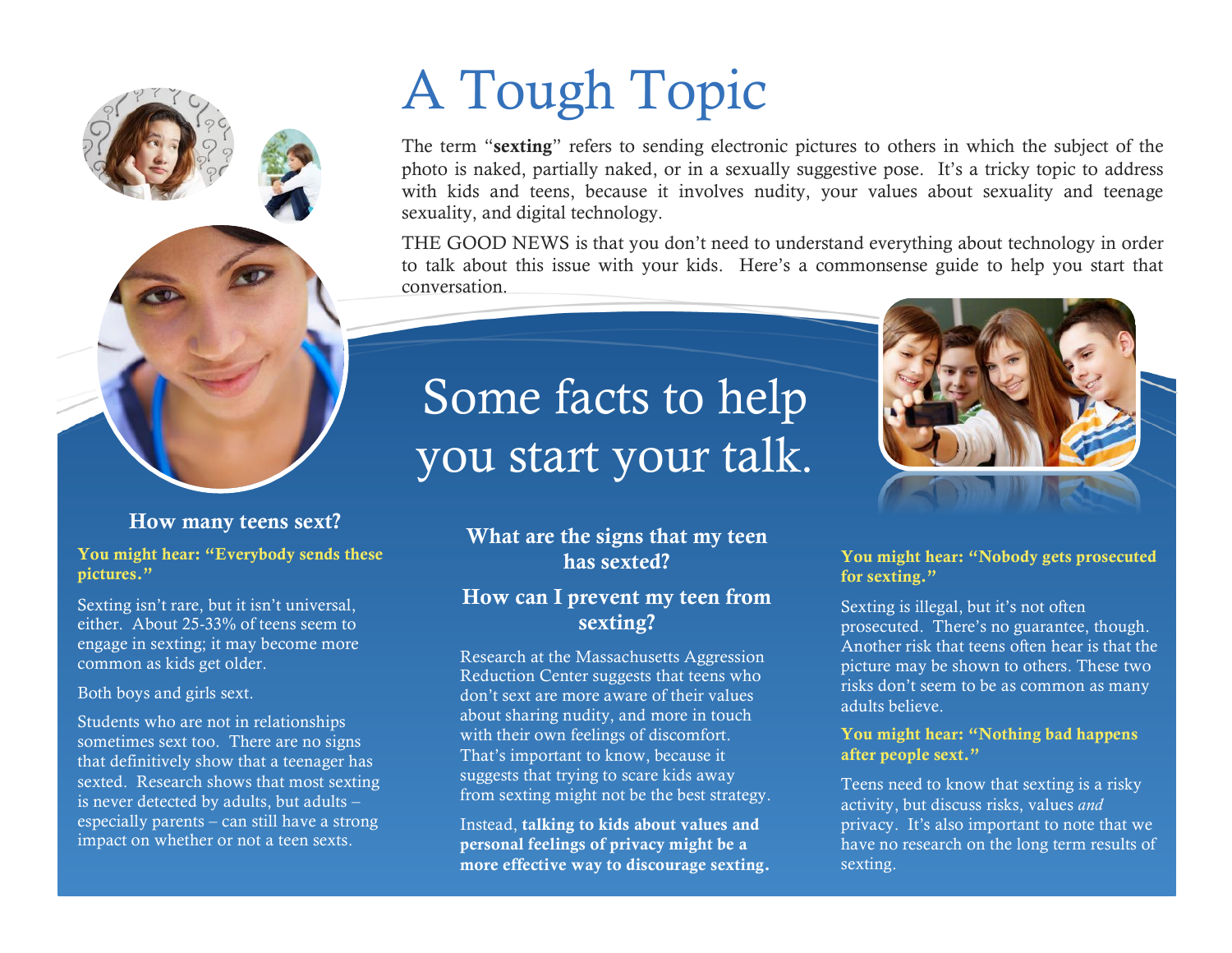# A Tough Topic

The term "**sexting**" refers to sending electronic pictures to others in which the subject of the photo is naked, partially naked, or in a sexually suggestive pose. It's a tricky topic to address with kids and teens, because it involves nudity, your values about sexuality and teenage sexuality, and digital technology.

THE GOOD NEWS is that you don't need to understand everything about technology in order to talk about this issue with your kids. Here's a commonsense guide to help you start that conversation.

## Some facts to help you start your talk.

### How many teens sext?

**You might hear: "Everybody sends these pictures."**

Sexting isn't rare, but it isn't universal, either. About 25-33% of teens seem to engage in sexting; it may become more common as kids get older.

Both boys and girls sext.

Students who are not in relationships sometimes sext too. There are no signs that definitively show that a teenager has sexted. Research shows that most sexting is never detected by adults, but adults – especially parents – can still have a strong impact on whether or not a teen sexts.

### What are the signs that my teen has sexted?

### How can I prevent my teen from sexting?

Research at the Massachusetts Aggression Reduction Center suggests that teens who don't sext are more aware of their values about sharing nudity, and more in touch with their own feelings of discomfort. That's important to know, because it suggests that trying to scare kids away from sexting might not be the best strategy.

Instead, **talking to kids about values and personal feelings of privacy might be a more effective way to discourage sexting.**

**You might hear: "Nobody gets prosecuted for sexting."**

Sexting is illegal, but it's not often prosecuted. There's no guarantee, though. Another risk that teens often hear is that the picture may be shown to others. These two risks don't seem to be as common as many adults believe.

**You might hear: "Nothing bad happens after people sext."**

Teens need to know that sexting is a risky activity, but discuss risks, values *and* privacy. It's also important to note that we have no research on the long term results of sexting.